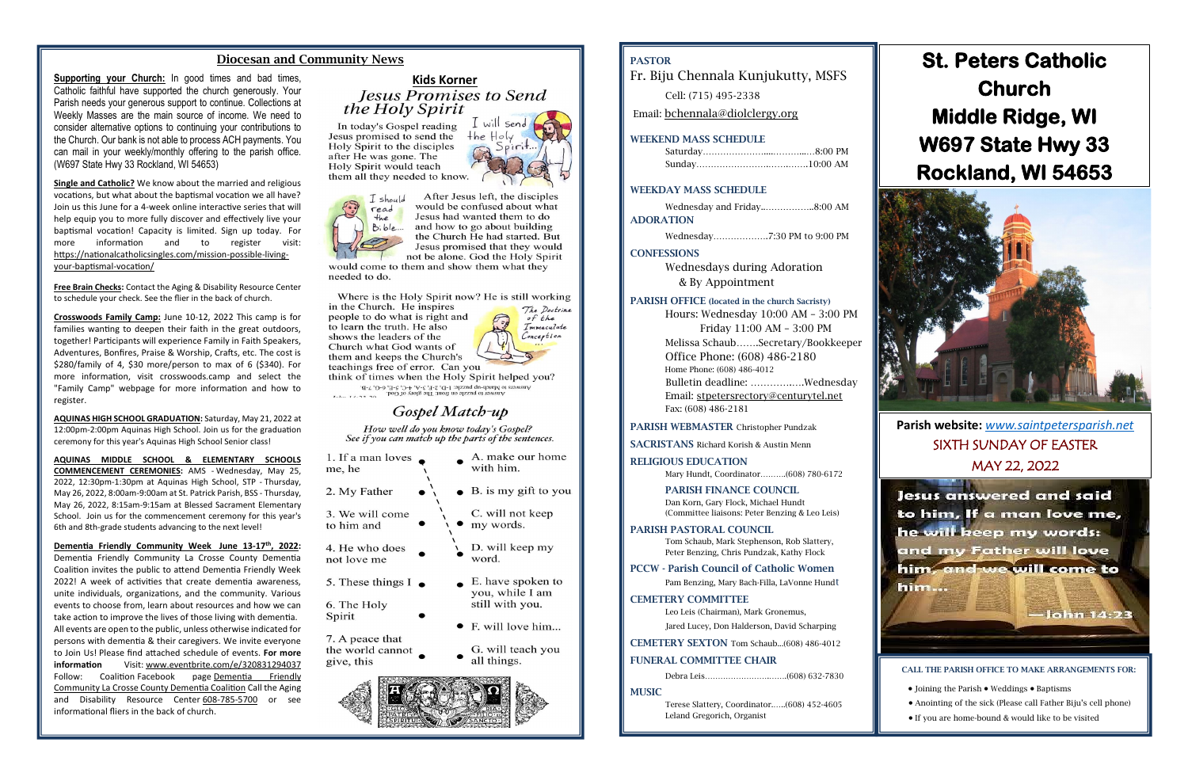## Diocesan and Community News

**Supporting your Church:** In good times and bad times, Catholic faithful have supported the church generously. Your Parish needs your generous support to continue. Collections at Weekly Masses are the main source of income. We need to consider alternative options to continuing your contributions to the Church. Our bank is not able to process ACH payments. You can mail in your weekly/monthly offering to the parish office. (W697 State Hwy 33 Rockland, WI 54653)

**Single and Catholic?** We know about the married and religious vocations, but what about the baptismal vocation we all have? Join us this June for a 4-week online interactive series that will help equip you to more fully discover and effectively live your baptismal vocation! Capacity is limited. Sign up today. For more information and to register visit: https://nationalcatholicsingles.com/mission-possible-living-your-baptismal-vocation/

**Free Brain Checks:** Contact the Aging & Disability Resource Center to schedule your check. See the flier in the back of church.

**Crosswoods Family Camp:** June 10-12, 2022 This camp is for families wanting to deepen their faith in the great outdoors, together! Participants will experience Family in Faith Speakers, Adventures, Bonfires, Praise & Worship, Crafts, etc. The cost is $280/family of 4, $30 more/person to max of 6 ($340). For more information, visit crosswoods.camp and select the "Family Camp" webpage for more information and how to register.

**AQUINAS HIGH SCHOOL GRADUATION:** Saturday, May 21, 2022 at 12:00pm-2:00pm Aquinas High School. Join us for the graduation ceremony for this year's Aquinas High School Senior class!

**AQUINAS MIDDLE SCHOOL & ELEMENTARY SCHOOLS COMMENCEMENT CEREMONIES:** AMS - Wednesday, May 25, 2022, 12:30pm-1:30pm at Aquinas High School, STP - Thursday, May 26, 2022, 8:00am-9:00am at St. Patrick Parish, BSS - Thursday, May 26, 2022, 8:15am-9:15am at Blessed Sacrament Elementary School. Join us for the commencement ceremony for this year's 6th and 8th-grade students advancing to the next level!

**Dementia Friendly Community Week June 13-17th, 2022:** Dementia Friendly Community La Crosse County Dementia Coalition invites the public to attend Dementia Friendly Week 2022! A week of activities that create dementia awareness, unite individuals, organizations, and the community. Various events to choose from, learn about resources and how we can take action to improve the lives of those living with dementia. All events are open to the public, unless otherwise indicated for persons with dementia & their caregivers. We invite everyone to Join Us! Please find attached schedule of events. **For more information** Visit: www.eventbrite.com/e/320831294037 Follow: Coalition Facebook page Dementia Friendly Community La Crosse County Dementia Coalition Call the Aging and Disability Resource Center 608-785-5700 or see informational fliers in the back of church.

## Kids Korner

### *Jesus Promises to Send the Holy Spirit*

In today's Gospel reading Jesus promised to send the Holy Spirit to the disciples after He was gone. The Holy Spirit would teach them all they needed to know.

After Jesus left, the disciples would be confused about what Jesus had wanted them to do and how to go about building the Church He had started. But Jesus promised that they would not be alone. God the Holy Spirit would come to them and show them what they needed to do.

Where is the Holy Spirit now? He is still working in the Church. He inspires people to do what is right and to learn the truth. He also shows the leaders of the Church what God wants of them and keeps the Church's teachings free of error. Can you think of times when the Holy Spirit helped you?

### *Gospel Match-up*

*How well do you know today's Gospel? See if you can match up the parts of the sentences.*

| | |
|---|---|
| 1. If a man loves me, he | A. make our home with him. |
| 2. My Father | B. is my gift to you |
| 3. We will come to him and | C. will not keep my words. |
| 4. He who does not love me | D. will keep my word. |
| 5. These things I | E. have spoken to you, while I am still with you. |
| 6. The Holy Spirit | F. will love him... |
| 7. A peace that the world cannot give, this | G. will teach you all things. |

Answers to Match-up puzzle: 1-D, 2-F, 3-A, 4-C, 5-E, 6-G, 7-B

**PASTOR**
Fr. Biju Chennala Kunjukutty, MSFS
Cell: (715) 495-2338
Email: bchennala@diolclergy.org

**WEEKEND MASS SCHEDULE**
Saturday.......................................8:00 PM
Sunday.........................................10:00 AM

**WEEKDAY MASS SCHEDULE**
Wednesday and Friday...................8:00 AM

**ADORATION**
Wednesday...................7:30 PM to 9:00 PM

**CONFESSIONS**
Wednesdays during Adoration
& By Appointment

**PARISH OFFICE (located in the church Sacristy)**
Hours: Wednesday 10:00 AM – 3:00 PM
Friday 11:00 AM – 3:00 PM
Melissa Schaub.......Secretary/Bookkeeper
Office Phone: (608) 486-2180
Home Phone: (608) 486-4012
Bulletin deadline: ..................Wednesday
Email: stpetersrectory@centurytel.net
Fax: (608) 486-2181

**PARISH WEBMASTER** Christopher Pundzak

**SACRISTANS** Richard Korish & Austin Menn

**RELIGIOUS EDUCATION**
Mary Hundt, Coordinator..........(608) 780-6172

**PARISH FINANCE COUNCIL**
Dan Korn, Gary Flock, Michael Hundt
(Committee liaisons: Peter Benzing & Leo Leis)

**PARISH PASTORAL COUNCIL**
Tom Schaub, Mark Stephenson, Rob Slattery, Peter Benzing, Chris Pundzak, Kathy Flock

**PCCW - Parish Council of Catholic Women**
Pam Benzing, Mary Bach-Filla, LaVonne Hundt

**CEMETERY COMMITTEE**
Leo Leis (Chairman), Mark Gronemus,
Jared Lucey, Don Halderson, David Scharping

**CEMETERY SEXTON** Tom Schaub...(608) 486-4012

**FUNERAL COMMITTEE CHAIR**
Debra Leis...............................(608) 632-7830

**MUSIC**
Terese Slattery, Coordinator......(608) 452-4605
Leland Gregorich, Organist

# St. Peters Catholic Church Middle Ridge, WI W697 State Hwy 33 Rockland, WI 54653

**Parish website:** *www.saintpetersparish.net*

SIXTH SUNDAY OF EASTER
MAY 22, 2022

Jesus answered and said to him, If a man love me, he will keep my words: and my Father will love him, and we will come to him...
—John 14:23

**CALL THE PARISH OFFICE TO MAKE ARRANGEMENTS FOR:**

- Joining the Parish • Weddings • Baptisms
- Anointing of the sick (Please call Father Biju's cell phone)
- If you are home-bound & would like to be visited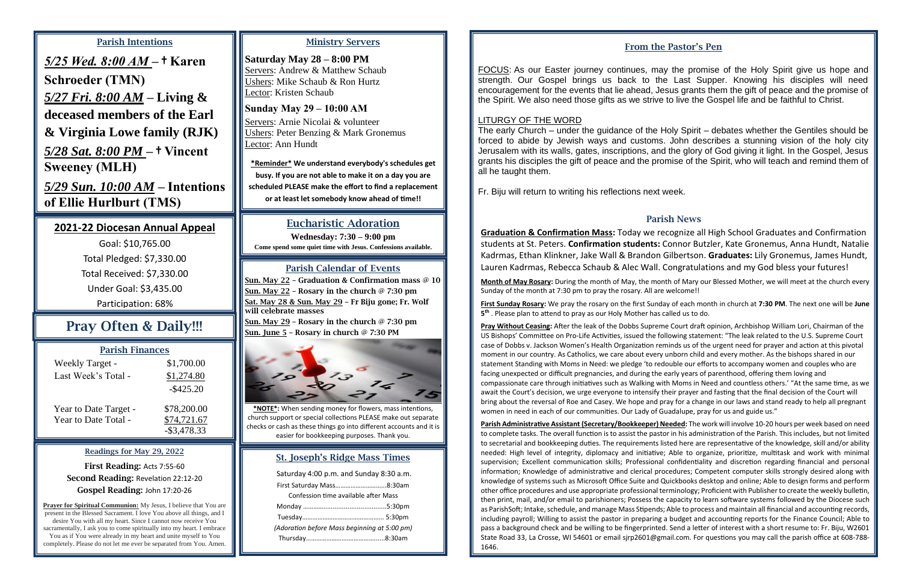## Parish Intentions

***5/25 Wed. 8:00 AM*** **– † Karen Schroeder (TMN)**

***5/27 Fri. 8:00 AM*** **– Living & deceased members of the Earl & Virginia Lowe family (RJK)**

***5/28 Sat. 8:00 PM*** **– † Vincent Sweeney (MLH)**

***5/29 Sun. 10:00 AM*** **– Intentions of Ellie Hurlburt (TMS)**

## 2021-22 Diocesan Annual Appeal

Goal: $10,765.00
Total Pledged: $7,330.00
Total Received: $7,330.00
Under Goal: $3,435.00
Participation: 68%

## Pray Often & Daily!!!

## Parish Finances

| | |
|---|---|
| Weekly Target - | $1,700.00 |
| Last Week's Total - | $1,274.80 |
| | -$425.20 |
| Year to Date Target - | $78,200.00 |
| Year to Date Total - | $74,721.67 |
| | -$3,478.33 |

## Readings for May 29, 2022

**First Reading:** Acts 7:55-60
**Second Reading:** Revelation 22:12-20
**Gospel Reading:** John 17:20-26

**Prayer for Spiritual Communion:** My Jesus, I believe that You are present in the Blessed Sacrament. I love You above all things, and I desire You with all my heart. Since I cannot now receive You sacramentally, I ask you to come spiritually into my heart. I embrace You as if You were already in my heart and unite myself to You completely. Please do not let me ever be separated from You. Amen.

## Ministry Servers

**Saturday May 28 – 8:00 PM**
Servers: Andrew & Matthew Schaub
Ushers: Mike Schaub & Ron Hurtz
Lector: Kristen Schaub

**Sunday May 29 – 10:00 AM**
Servers: Arnie Nicolai & volunteer
Ushers: Peter Benzing & Mark Gronemus
Lector: Ann Hundt

**\*Reminder\* We understand everybody's schedules get busy. If you are not able to make it on a day you are scheduled PLEASE make the effort to find a replacement or at least let somebody know ahead of time!!**

## Eucharistic Adoration

**Wednesday: 7:30 – 9:00 pm**
**Come spend some quiet time with Jesus. Confessions available.**

## Parish Calendar of Events

**Sun. May 22 – Graduation & Confirmation mass @ 10**
**Sun. May 22 – Rosary in the church @ 7:30 pm**
**Sat. May 28 & Sun. May 29 – Fr Biju gone; Fr. Wolf will celebrate masses**
**Sun. May 29 – Rosary in the church @ 7:30 pm**
**Sun. June 5 – Rosary in church @ 7:30 PM**

**\*NOTE\*:** When sending money for flowers, mass intentions, church support or special collections PLEASE make out separate checks or cash as these things go into different accounts and it is easier for bookkeeping purposes. Thank you.

## St. Joseph's Ridge Mass Times

Saturday 4:00 p.m. and Sunday 8:30 a.m.
First Saturday Mass……………………….8:30am
Confession time available after Mass
Monday ……………………………………….5:30pm
Tuesday……………………………………… 5:30pm
*(Adoration before Mass beginning at 5:00 pm)*
Thursday……………………………………..8:30am

## From the Pastor's Pen

FOCUS: As our Easter journey continues, may the promise of the Holy Spirit give us hope and strength. Our Gospel brings us back to the Last Supper. Knowing his disciples will need encouragement for the events that lie ahead, Jesus grants them the gift of peace and the promise of the Spirit. We also need those gifts as we strive to live the Gospel life and be faithful to Christ.

LITURGY OF THE WORD
The early Church – under the guidance of the Holy Spirit – debates whether the Gentiles should be forced to abide by Jewish ways and customs. John describes a stunning vision of the holy city Jerusalem with its walls, gates, inscriptions, and the glory of God giving it light. In the Gospel, Jesus grants his disciples the gift of peace and the promise of the Spirit, who will teach and remind them of all he taught them.

Fr. Biju will return to writing his reflections next week.

## Parish News

**Graduation & Confirmation Mass:** Today we recognize all High School Graduates and Confirmation students at St. Peters. **Confirmation students:** Connor Butzler, Kate Gronemus, Anna Hundt, Natalie Kadrmas, Ethan Klinkner, Jake Wall & Brandon Gilbertson. **Graduates:** Lily Gronemus, James Hundt, Lauren Kadrmas, Rebecca Schaub & Alec Wall. Congratulations and my God bless your futures!

**Month of May Rosary:** During the month of May, the month of Mary our Blessed Mother, we will meet at the church every Sunday of the month at 7:30 pm to pray the rosary. All are welcome!!

**First Sunday Rosary:** We pray the rosary on the first Sunday of each month in church at **7:30 PM**. The next one will be **June 5th** . Please plan to attend to pray as our Holy Mother has called us to do.

**Pray Without Ceasing:** After the leak of the Dobbs Supreme Court draft opinion, Archbishop William Lori, Chairman of the US Bishops' Committee on Pro-Life Activities, issued the following statement: "The leak related to the U.S. Supreme Court case of Dobbs v. Jackson Women's Health Organization reminds us of the urgent need for prayer and action at this pivotal moment in our country. As Catholics, we care about every unborn child and every mother. As the bishops shared in our statement Standing with Moms in Need: we pledge 'to redouble our efforts to accompany women and couples who are facing unexpected or difficult pregnancies, and during the early years of parenthood, offering them loving and compassionate care through initiatives such as Walking with Moms in Need and countless others.' "At the same time, as we await the Court's decision, we urge everyone to intensify their prayer and fasting that the final decision of the Court will bring about the reversal of Roe and Casey. We hope and pray for a change in our laws and stand ready to help all pregnant women in need in each of our communities. Our Lady of Guadalupe, pray for us and guide us."

**Parish Administrative Assistant (Secretary/Bookkeeper) Needed:** The work will involve 10-20 hours per week based on need to complete tasks. The overall function is to assist the pastor in his administration of the Parish. This includes, but not limited to secretarial and bookkeeping duties. The requirements listed here are representative of the knowledge, skill and/or ability needed: High level of integrity, diplomacy and initiative; Able to organize, prioritize, multitask and work with minimal supervision; Excellent communication skills; Professional confidentiality and discretion regarding financial and personal information; Knowledge of administrative and clerical procedures; Competent computer skills strongly desired along with knowledge of systems such as Microsoft Office Suite and Quickbooks desktop and online; Able to design forms and perform other office procedures and use appropriate professional terminology; Proficient with Publisher to create the weekly bulletin, then print, mail, and/or email to parishioners; Possess the capacity to learn software systems followed by the Diocese such as ParishSoft; Intake, schedule, and manage Mass Stipends; Able to process and maintain all financial and accounting records, including payroll; Willing to assist the pastor in preparing a budget and accounting reports for the Finance Council; Able to pass a background check and be willing to be fingerprinted. Send a letter of interest with a short resume to: Fr. Biju, W2601 State Road 33, La Crosse, WI 54601 or email sjrp2601@gmail.com. For questions you may call the parish office at 608-788-1646.